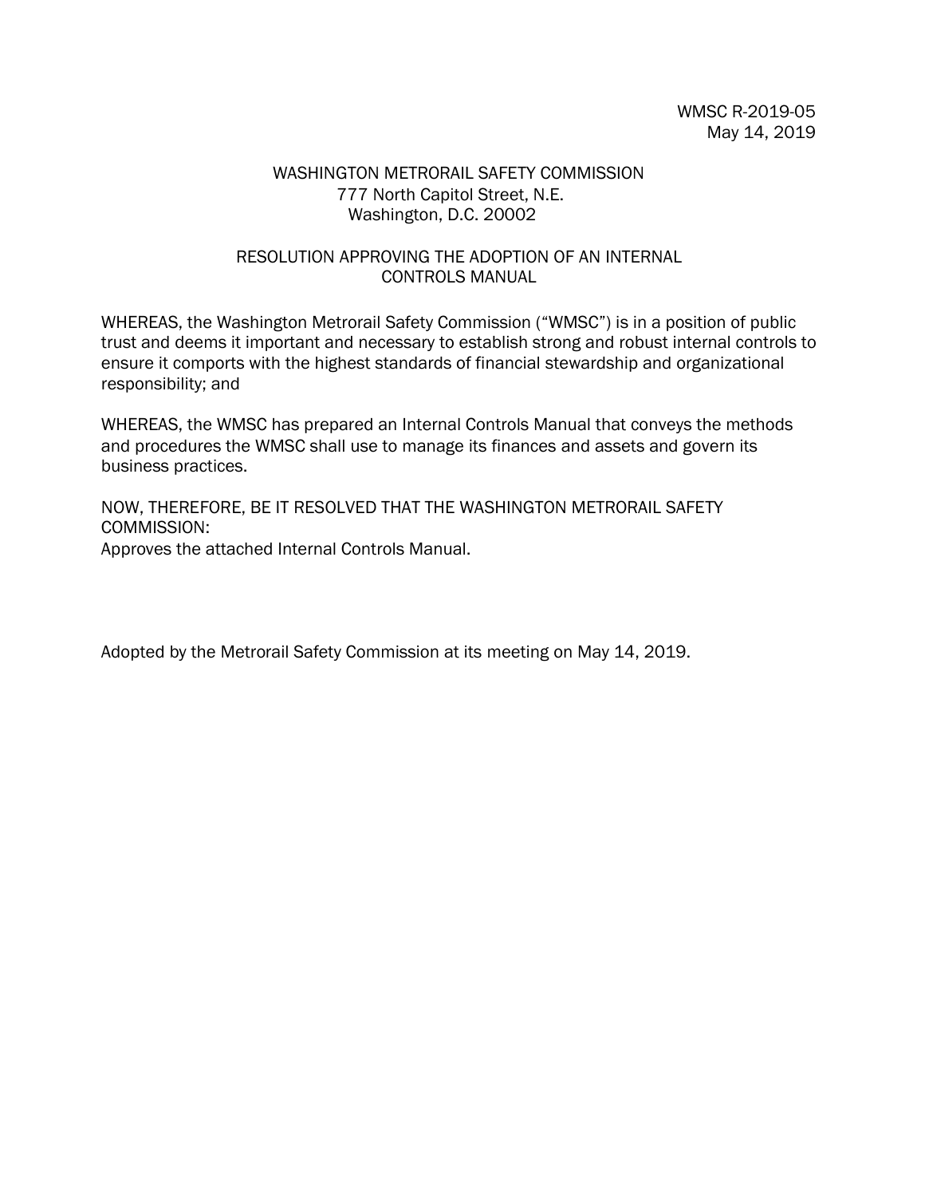WMSC R-2019-05
May 14, 2019

WASHINGTON METRORAIL SAFETY COMMISSION
777 North Capitol Street, N.E.
Washington, D.C. 20002

# RESOLUTION APPROVING THE ADOPTION OF AN INTERNAL CONTROLS MANUAL

WHEREAS, the Washington Metrorail Safety Commission ("WMSC") is in a position of public trust and deems it important and necessary to establish strong and robust internal controls to ensure it comports with the highest standards of financial stewardship and organizational responsibility; and

WHEREAS, the WMSC has prepared an Internal Controls Manual that conveys the methods and procedures the WMSC shall use to manage its finances and assets and govern its business practices.

NOW, THEREFORE, BE IT RESOLVED THAT THE WASHINGTON METRORAIL SAFETY COMMISSION:
Approves the attached Internal Controls Manual.

Adopted by the Metrorail Safety Commission at its meeting on May 14, 2019.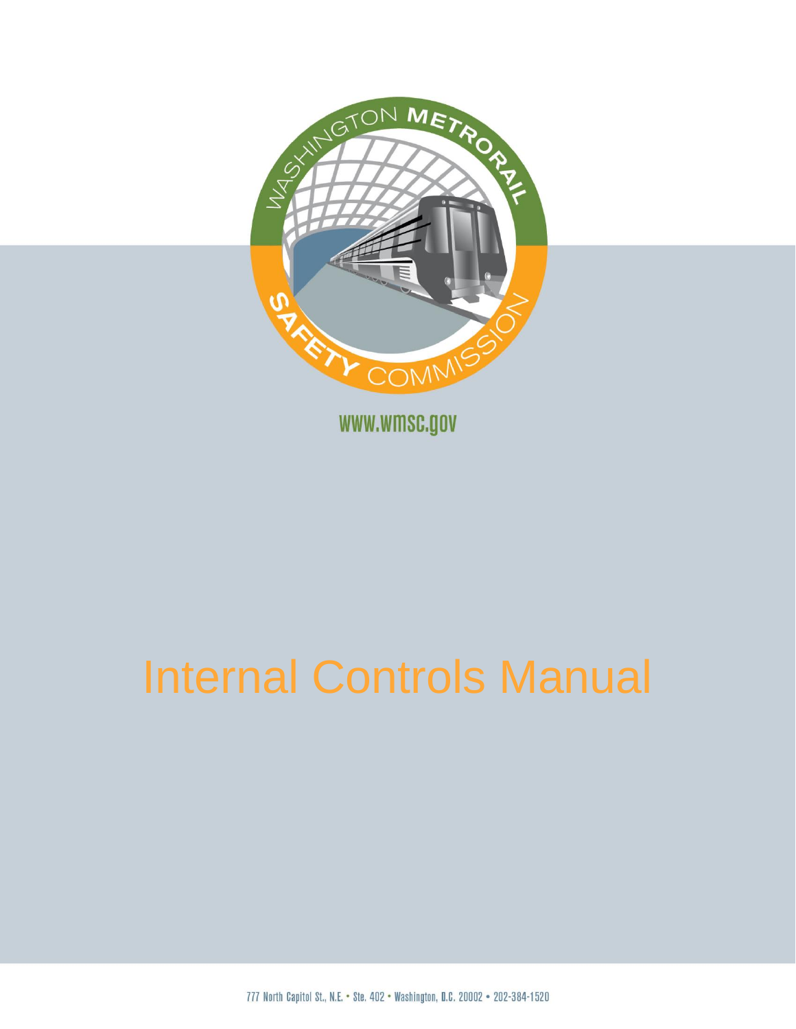WASHINGTON METRORAIL SAFETY COMMISSION

www.wmsc.gov

# Internal Controls Manual

777 North Capitol St., N.E. • Ste. 402 • Washington, D.C. 20002 • 202-384-1520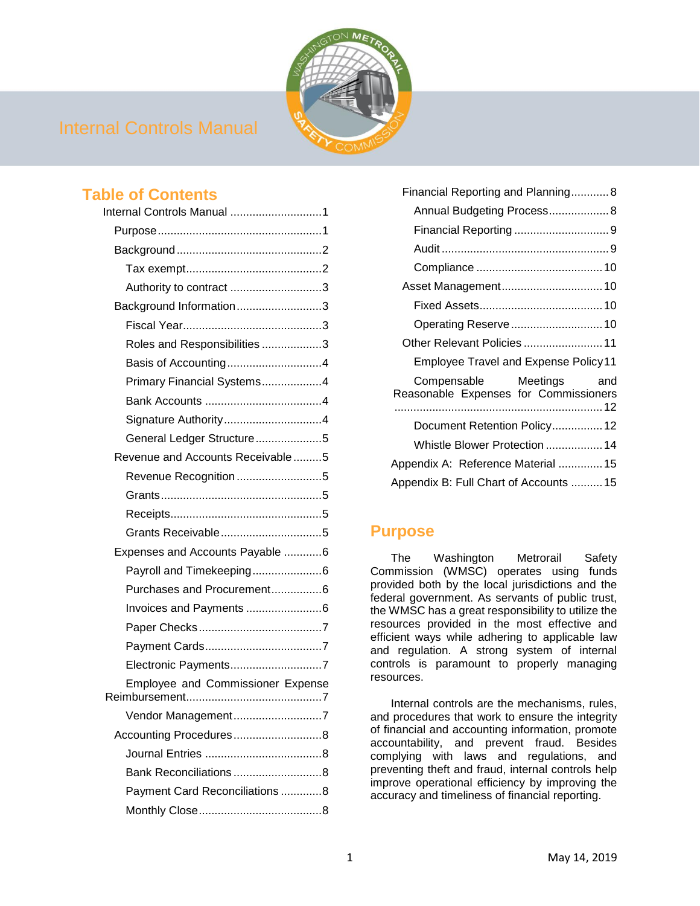# Internal Controls Manual

## Table of Contents

- Internal Controls Manual ............................1
  - Purpose ............................1
  - Background ............................2
    - Tax exempt ............................2
    - Authority to contract ............................3
  - Background Information ............................3
    - Fiscal Year ............................3
    - Roles and Responsibilities ............................3
    - Basis of Accounting ............................4
    - Primary Financial Systems ............................4
    - Bank Accounts ............................4
    - Signature Authority ............................4
    - General Ledger Structure ............................5
  - Revenue and Accounts Receivable ............................5
    - Revenue Recognition ............................5
    - Grants ............................5
    - Receipts ............................5
    - Grants Receivable ............................5
  - Expenses and Accounts Payable ............................6
    - Payroll and Timekeeping ............................6
    - Purchases and Procurement ............................6
    - Invoices and Payments ............................6
    - Paper Checks ............................7
    - Payment Cards ............................7
    - Electronic Payments ............................7
    - Employee and Commissioner Expense Reimbursement ............................7
    - Vendor Management ............................7
  - Accounting Procedures ............................8
    - Journal Entries ............................8
    - Bank Reconciliations ............................8
    - Payment Card Reconciliations ............................8
    - Monthly Close ............................8
  - Financial Reporting and Planning ............................8
    - Annual Budgeting Process ............................8
    - Financial Reporting ............................9
    - Audit ............................9
    - Compliance ............................10
  - Asset Management ............................10
    - Fixed Assets ............................10
    - Operating Reserve ............................10
  - Other Relevant Policies ............................11
    - Employee Travel and Expense Policy ............................11
    - Compensable Meetings and Reasonable Expenses for Commissioners ............................12
    - Document Retention Policy ............................12
    - Whistle Blower Protection ............................14
- Appendix A: Reference Material ............................15
- Appendix B: Full Chart of Accounts ............................15

## Purpose

The Washington Metrorail Safety Commission (WMSC) operates using funds provided both by the local jurisdictions and the federal government. As servants of public trust, the WMSC has a great responsibility to utilize the resources provided in the most effective and efficient ways while adhering to applicable law and regulation. A strong system of internal controls is paramount to properly managing resources.

Internal controls are the mechanisms, rules, and procedures that work to ensure the integrity of financial and accounting information, promote accountability, and prevent fraud. Besides complying with laws and regulations, and preventing theft and fraud, internal controls help improve operational efficiency by improving the accuracy and timeliness of financial reporting.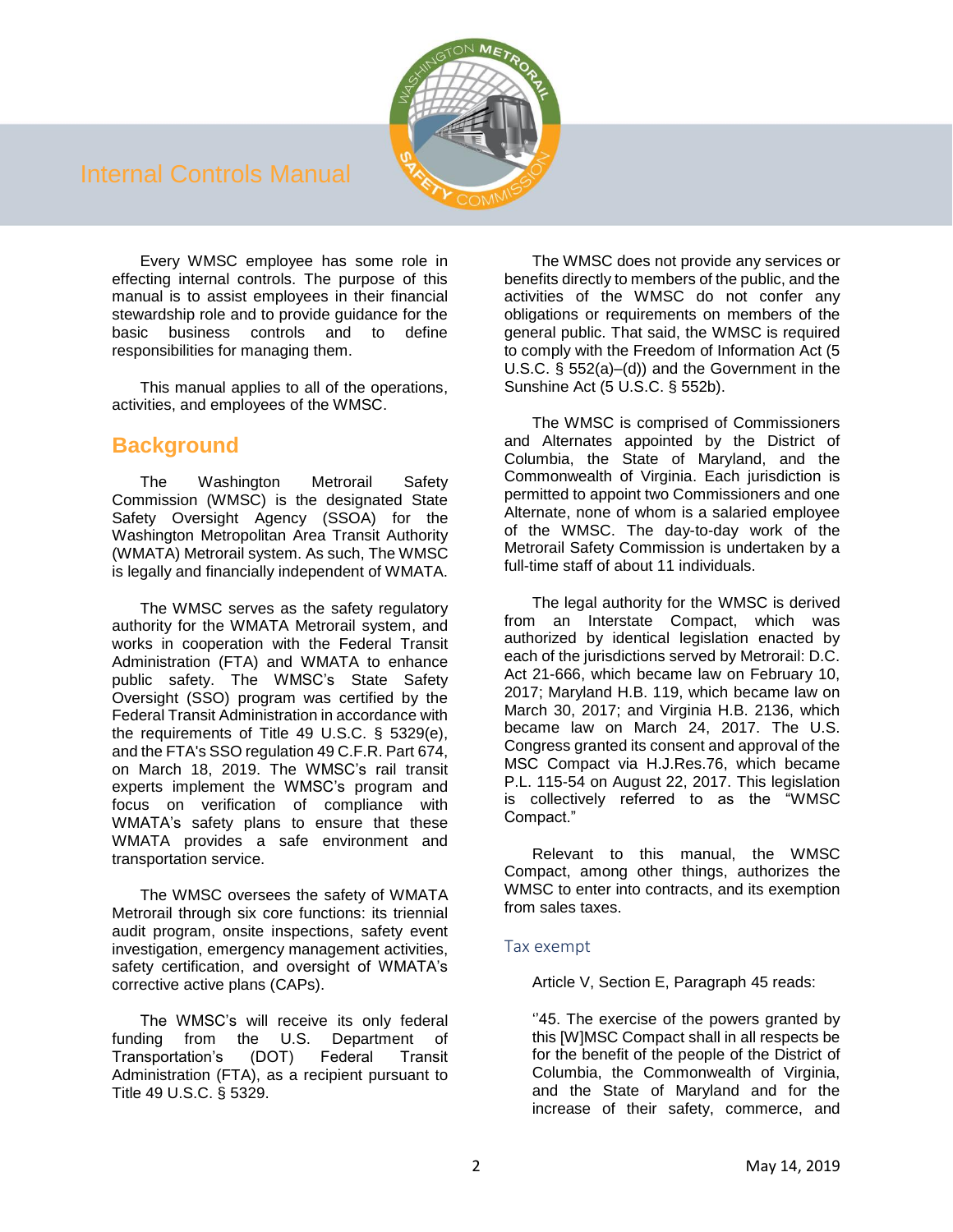Every WMSC employee has some role in effecting internal controls. The purpose of this manual is to assist employees in their financial stewardship role and to provide guidance for the basic business controls and to define responsibilities for managing them.

This manual applies to all of the operations, activities, and employees of the WMSC.

## Background

The Washington Metrorail Safety Commission (WMSC) is the designated State Safety Oversight Agency (SSOA) for the Washington Metropolitan Area Transit Authority (WMATA) Metrorail system. As such, The WMSC is legally and financially independent of WMATA.

The WMSC serves as the safety regulatory authority for the WMATA Metrorail system, and works in cooperation with the Federal Transit Administration (FTA) and WMATA to enhance public safety. The WMSC's State Safety Oversight (SSO) program was certified by the Federal Transit Administration in accordance with the requirements of Title 49 U.S.C. § 5329(e), and the FTA's SSO regulation 49 C.F.R. Part 674, on March 18, 2019. The WMSC's rail transit experts implement the WMSC's program and focus on verification of compliance with WMATA's safety plans to ensure that these WMATA provides a safe environment and transportation service.

The WMSC oversees the safety of WMATA Metrorail through six core functions: its triennial audit program, onsite inspections, safety event investigation, emergency management activities, safety certification, and oversight of WMATA's corrective active plans (CAPs).

The WMSC's will receive its only federal funding from the U.S. Department of Transportation's (DOT) Federal Transit Administration (FTA), as a recipient pursuant to Title 49 U.S.C. § 5329.

The WMSC does not provide any services or benefits directly to members of the public, and the activities of the WMSC do not confer any obligations or requirements on members of the general public. That said, the WMSC is required to comply with the Freedom of Information Act (5 U.S.C. § 552(a)–(d)) and the Government in the Sunshine Act (5 U.S.C. § 552b).

The WMSC is comprised of Commissioners and Alternates appointed by the District of Columbia, the State of Maryland, and the Commonwealth of Virginia. Each jurisdiction is permitted to appoint two Commissioners and one Alternate, none of whom is a salaried employee of the WMSC. The day-to-day work of the Metrorail Safety Commission is undertaken by a full-time staff of about 11 individuals.

The legal authority for the WMSC is derived from an Interstate Compact, which was authorized by identical legislation enacted by each of the jurisdictions served by Metrorail: D.C. Act 21-666, which became law on February 10, 2017; Maryland H.B. 119, which became law on March 30, 2017; and Virginia H.B. 2136, which became law on March 24, 2017. The U.S. Congress granted its consent and approval of the MSC Compact via H.J.Res.76, which became P.L. 115-54 on August 22, 2017. This legislation is collectively referred to as the "WMSC Compact."

Relevant to this manual, the WMSC Compact, among other things, authorizes the WMSC to enter into contracts, and its exemption from sales taxes.

### Tax exempt

Article V, Section E, Paragraph 45 reads:

''45. The exercise of the powers granted by this [W]MSC Compact shall in all respects be for the benefit of the people of the District of Columbia, the Commonwealth of Virginia, and the State of Maryland and for the increase of their safety, commerce, and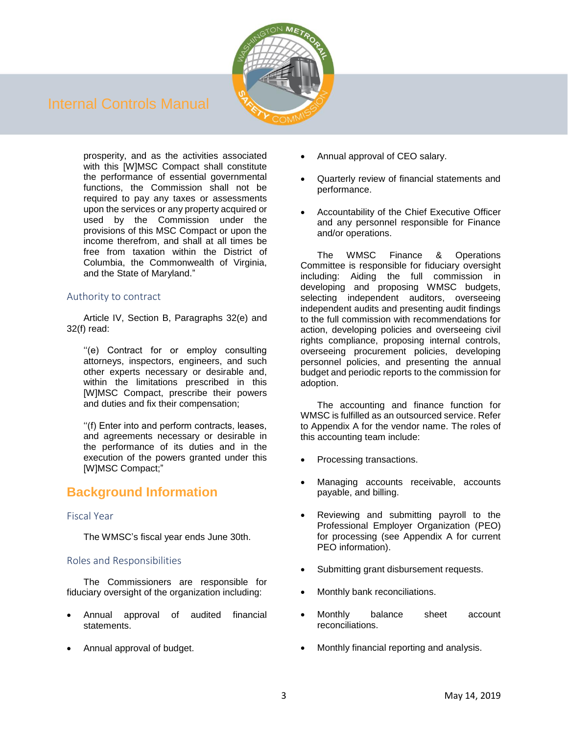prosperity, and as the activities associated with this [W]MSC Compact shall constitute the performance of essential governmental functions, the Commission shall not be required to pay any taxes or assessments upon the services or any property acquired or used by the Commission under the provisions of this MSC Compact or upon the income therefrom, and shall at all times be free from taxation within the District of Columbia, the Commonwealth of Virginia, and the State of Maryland."

### Authority to contract

Article IV, Section B, Paragraphs 32(e) and 32(f) read:

"(e) Contract for or employ consulting attorneys, inspectors, engineers, and such other experts necessary or desirable and, within the limitations prescribed in this [W]MSC Compact, prescribe their powers and duties and fix their compensation;

"(f) Enter into and perform contracts, leases, and agreements necessary or desirable in the performance of its duties and in the execution of the powers granted under this [W]MSC Compact;"

## Background Information

### Fiscal Year

The WMSC's fiscal year ends June 30th.

### Roles and Responsibilities

The Commissioners are responsible for fiduciary oversight of the organization including:

- Annual approval of audited financial statements.
- Annual approval of budget.
- Annual approval of CEO salary.
- Quarterly review of financial statements and performance.
- Accountability of the Chief Executive Officer and any personnel responsible for Finance and/or operations.

The WMSC Finance & Operations Committee is responsible for fiduciary oversight including: Aiding the full commission in developing and proposing WMSC budgets, selecting independent auditors, overseeing independent audits and presenting audit findings to the full commission with recommendations for action, developing policies and overseeing civil rights compliance, proposing internal controls, overseeing procurement policies, developing personnel policies, and presenting the annual budget and periodic reports to the commission for adoption.

The accounting and finance function for WMSC is fulfilled as an outsourced service. Refer to Appendix A for the vendor name. The roles of this accounting team include:

- Processing transactions.
- Managing accounts receivable, accounts payable, and billing.
- Reviewing and submitting payroll to the Professional Employer Organization (PEO) for processing (see Appendix A for current PEO information).
- Submitting grant disbursement requests.
- Monthly bank reconciliations.
- Monthly balance sheet account reconciliations.
- Monthly financial reporting and analysis.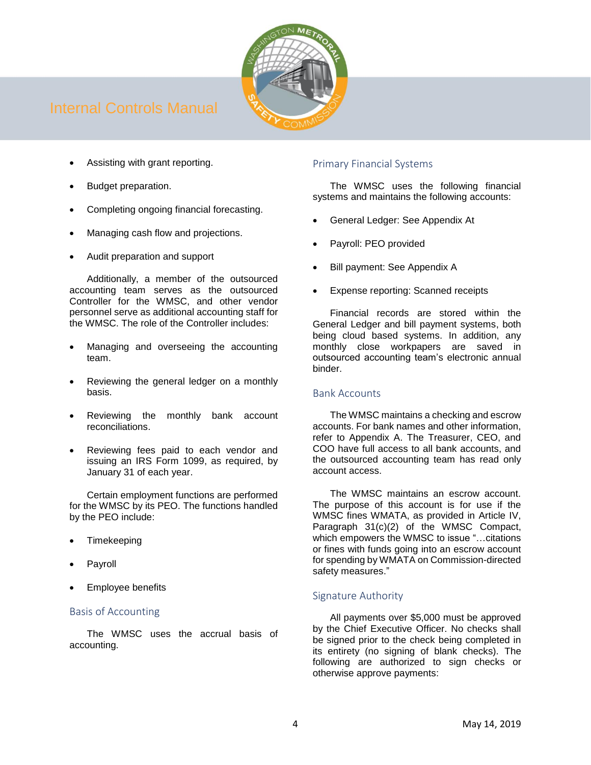- Assisting with grant reporting.
- Budget preparation.
- Completing ongoing financial forecasting.
- Managing cash flow and projections.
- Audit preparation and support

Additionally, a member of the outsourced accounting team serves as the outsourced Controller for the WMSC, and other vendor personnel serve as additional accounting staff for the WMSC. The role of the Controller includes:

- Managing and overseeing the accounting team.
- Reviewing the general ledger on a monthly basis.
- Reviewing the monthly bank account reconciliations.
- Reviewing fees paid to each vendor and issuing an IRS Form 1099, as required, by January 31 of each year.

Certain employment functions are performed for the WMSC by its PEO. The functions handled by the PEO include:

- Timekeeping
- Payroll
- Employee benefits

## Basis of Accounting

The WMSC uses the accrual basis of accounting.

## Primary Financial Systems

The WMSC uses the following financial systems and maintains the following accounts:

- General Ledger: See Appendix At
- Payroll: PEO provided
- Bill payment: See Appendix A
- Expense reporting: Scanned receipts

Financial records are stored within the General Ledger and bill payment systems, both being cloud based systems. In addition, any monthly close workpapers are saved in outsourced accounting team's electronic annual binder.

## Bank Accounts

The WMSC maintains a checking and escrow accounts. For bank names and other information, refer to Appendix A. The Treasurer, CEO, and COO have full access to all bank accounts, and the outsourced accounting team has read only account access.

The WMSC maintains an escrow account. The purpose of this account is for use if the WMSC fines WMATA, as provided in Article IV, Paragraph 31(c)(2) of the WMSC Compact, which empowers the WMSC to issue "…citations or fines with funds going into an escrow account for spending by WMATA on Commission-directed safety measures."

## Signature Authority

All payments over $5,000 must be approved by the Chief Executive Officer. No checks shall be signed prior to the check being completed in its entirety (no signing of blank checks). The following are authorized to sign checks or otherwise approve payments: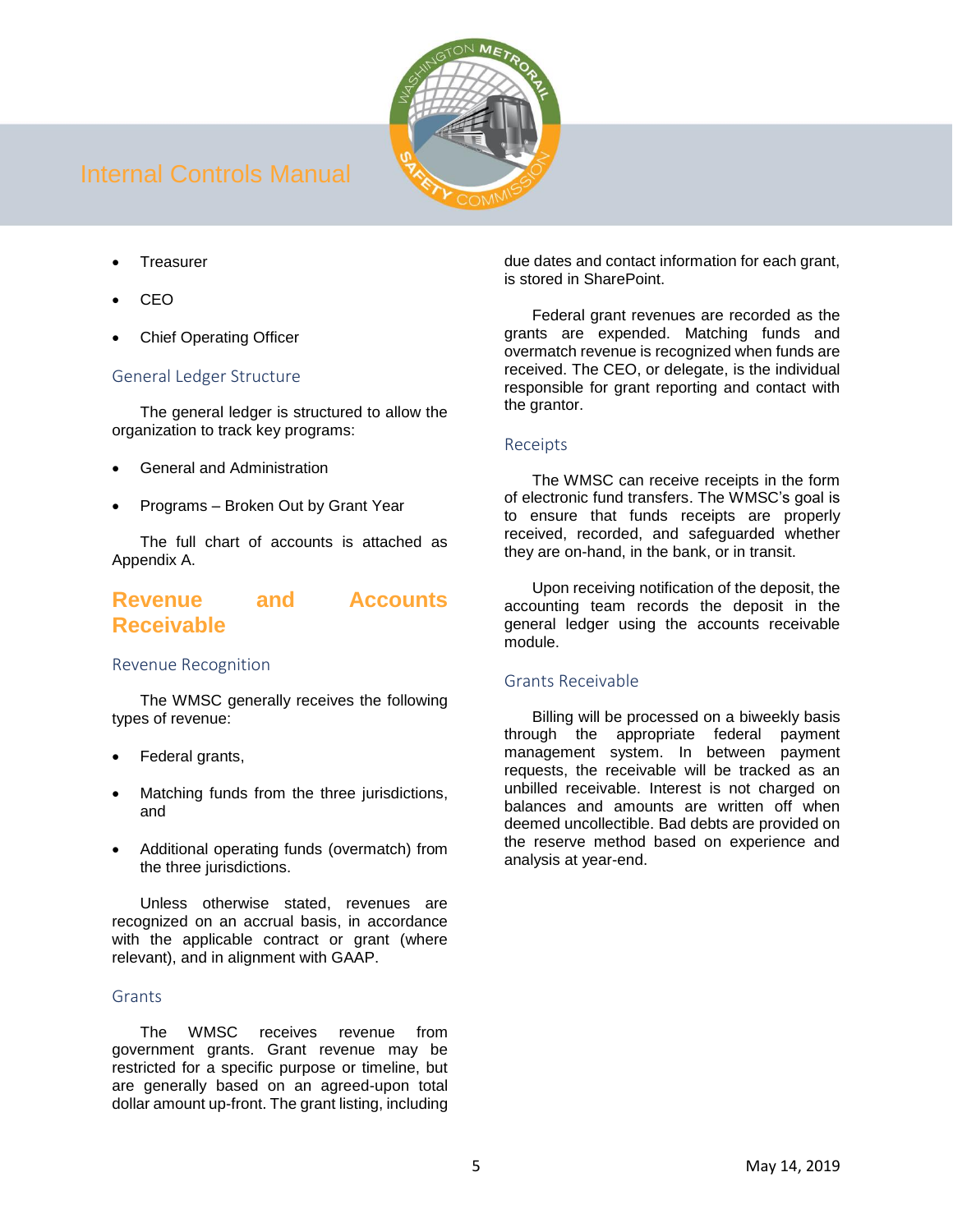- Treasurer
- CEO
- Chief Operating Officer

### General Ledger Structure

The general ledger is structured to allow the organization to track key programs:

- General and Administration
- Programs – Broken Out by Grant Year

The full chart of accounts is attached as Appendix A.

## Revenue and Accounts Receivable

### Revenue Recognition

The WMSC generally receives the following types of revenue:

- Federal grants,
- Matching funds from the three jurisdictions, and
- Additional operating funds (overmatch) from the three jurisdictions.

Unless otherwise stated, revenues are recognized on an accrual basis, in accordance with the applicable contract or grant (where relevant), and in alignment with GAAP.

### Grants

The WMSC receives revenue from government grants. Grant revenue may be restricted for a specific purpose or timeline, but are generally based on an agreed-upon total dollar amount up-front. The grant listing, including due dates and contact information for each grant, is stored in SharePoint.

Federal grant revenues are recorded as the grants are expended. Matching funds and overmatch revenue is recognized when funds are received. The CEO, or delegate, is the individual responsible for grant reporting and contact with the grantor.

### Receipts

The WMSC can receive receipts in the form of electronic fund transfers. The WMSC's goal is to ensure that funds receipts are properly received, recorded, and safeguarded whether they are on-hand, in the bank, or in transit.

Upon receiving notification of the deposit, the accounting team records the deposit in the general ledger using the accounts receivable module.

### Grants Receivable

Billing will be processed on a biweekly basis through the appropriate federal payment management system. In between payment requests, the receivable will be tracked as an unbilled receivable. Interest is not charged on balances and amounts are written off when deemed uncollectible. Bad debts are provided on the reserve method based on experience and analysis at year-end.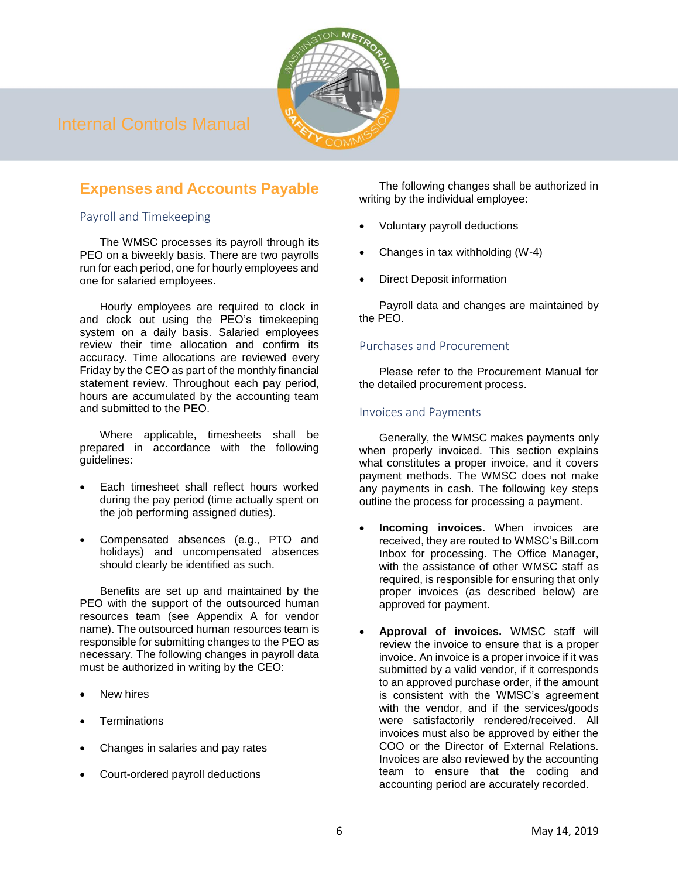## Expenses and Accounts Payable

### Payroll and Timekeeping

The WMSC processes its payroll through its PEO on a biweekly basis. There are two payrolls run for each period, one for hourly employees and one for salaried employees.

Hourly employees are required to clock in and clock out using the PEO's timekeeping system on a daily basis. Salaried employees review their time allocation and confirm its accuracy. Time allocations are reviewed every Friday by the CEO as part of the monthly financial statement review. Throughout each pay period, hours are accumulated by the accounting team and submitted to the PEO.

Where applicable, timesheets shall be prepared in accordance with the following guidelines:

- Each timesheet shall reflect hours worked during the pay period (time actually spent on the job performing assigned duties).
- Compensated absences (e.g., PTO and holidays) and uncompensated absences should clearly be identified as such.

Benefits are set up and maintained by the PEO with the support of the outsourced human resources team (see Appendix A for vendor name). The outsourced human resources team is responsible for submitting changes to the PEO as necessary. The following changes in payroll data must be authorized in writing by the CEO:

- New hires
- Terminations
- Changes in salaries and pay rates
- Court-ordered payroll deductions

The following changes shall be authorized in writing by the individual employee:

- Voluntary payroll deductions
- Changes in tax withholding (W-4)
- Direct Deposit information

Payroll data and changes are maintained by the PEO.

### Purchases and Procurement

Please refer to the Procurement Manual for the detailed procurement process.

### Invoices and Payments

Generally, the WMSC makes payments only when properly invoiced. This section explains what constitutes a proper invoice, and it covers payment methods. The WMSC does not make any payments in cash. The following key steps outline the process for processing a payment.

- **Incoming invoices.** When invoices are received, they are routed to WMSC's Bill.com Inbox for processing. The Office Manager, with the assistance of other WMSC staff as required, is responsible for ensuring that only proper invoices (as described below) are approved for payment.
- **Approval of invoices.** WMSC staff will review the invoice to ensure that is a proper invoice. An invoice is a proper invoice if it was submitted by a valid vendor, if it corresponds to an approved purchase order, if the amount is consistent with the WMSC's agreement with the vendor, and if the services/goods were satisfactorily rendered/received. All invoices must also be approved by either the COO or the Director of External Relations. Invoices are also reviewed by the accounting team to ensure that the coding and accounting period are accurately recorded.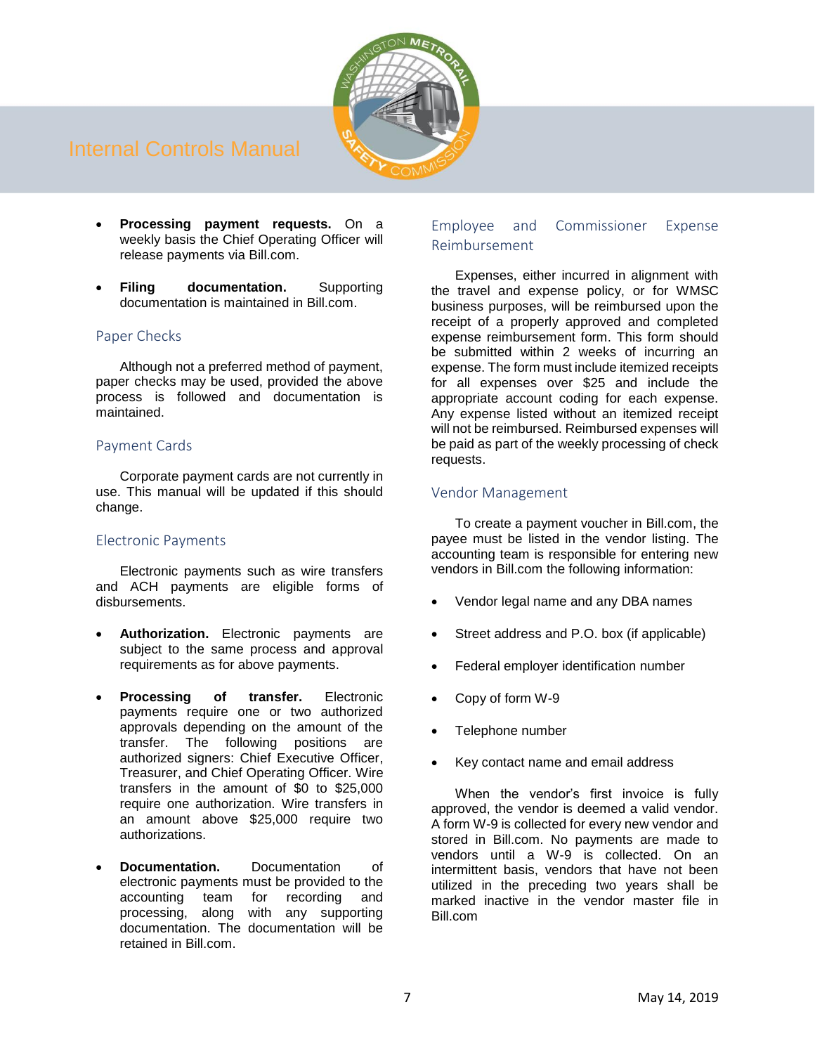- **Processing payment requests.** On a weekly basis the Chief Operating Officer will release payments via Bill.com.

- **Filing documentation.** Supporting documentation is maintained in Bill.com.

### Paper Checks

Although not a preferred method of payment, paper checks may be used, provided the above process is followed and documentation is maintained.

### Payment Cards

Corporate payment cards are not currently in use. This manual will be updated if this should change.

### Electronic Payments

Electronic payments such as wire transfers and ACH payments are eligible forms of disbursements.

- **Authorization.** Electronic payments are subject to the same process and approval requirements as for above payments.

- **Processing of transfer.** Electronic payments require one or two authorized approvals depending on the amount of the transfer. The following positions are authorized signers: Chief Executive Officer, Treasurer, and Chief Operating Officer. Wire transfers in the amount of $0 to $25,000 require one authorization. Wire transfers in an amount above $25,000 require two authorizations.

- **Documentation.** Documentation of electronic payments must be provided to the accounting team for recording and processing, along with any supporting documentation. The documentation will be retained in Bill.com.

### Employee and Commissioner Expense Reimbursement

Expenses, either incurred in alignment with the travel and expense policy, or for WMSC business purposes, will be reimbursed upon the receipt of a properly approved and completed expense reimbursement form. This form should be submitted within 2 weeks of incurring an expense. The form must include itemized receipts for all expenses over $25 and include the appropriate account coding for each expense. Any expense listed without an itemized receipt will not be reimbursed. Reimbursed expenses will be paid as part of the weekly processing of check requests.

### Vendor Management

To create a payment voucher in Bill.com, the payee must be listed in the vendor listing. The accounting team is responsible for entering new vendors in Bill.com the following information:

- Vendor legal name and any DBA names

- Street address and P.O. box (if applicable)

- Federal employer identification number

- Copy of form W-9

- Telephone number

- Key contact name and email address

When the vendor's first invoice is fully approved, the vendor is deemed a valid vendor. A form W-9 is collected for every new vendor and stored in Bill.com. No payments are made to vendors until a W-9 is collected. On an intermittent basis, vendors that have not been utilized in the preceding two years shall be marked inactive in the vendor master file in Bill.com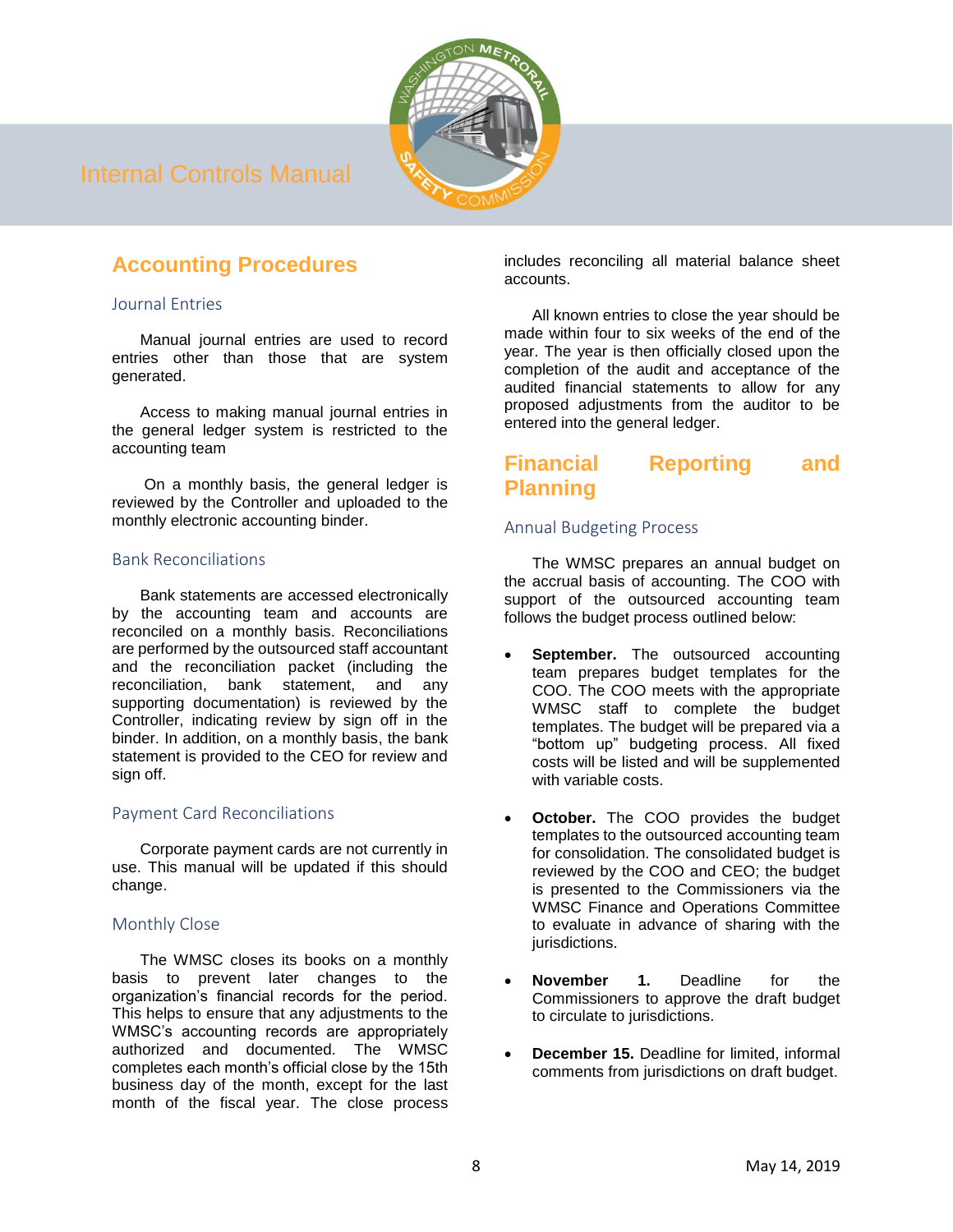## Accounting Procedures

### Journal Entries

Manual journal entries are used to record entries other than those that are system generated.

Access to making manual journal entries in the general ledger system is restricted to the accounting team

On a monthly basis, the general ledger is reviewed by the Controller and uploaded to the monthly electronic accounting binder.

### Bank Reconciliations

Bank statements are accessed electronically by the accounting team and accounts are reconciled on a monthly basis. Reconciliations are performed by the outsourced staff accountant and the reconciliation packet (including the reconciliation, bank statement, and any supporting documentation) is reviewed by the Controller, indicating review by sign off in the binder. In addition, on a monthly basis, the bank statement is provided to the CEO for review and sign off.

### Payment Card Reconciliations

Corporate payment cards are not currently in use. This manual will be updated if this should change.

### Monthly Close

The WMSC closes its books on a monthly basis to prevent later changes to the organization's financial records for the period. This helps to ensure that any adjustments to the WMSC's accounting records are appropriately authorized and documented. The WMSC completes each month's official close by the 15th business day of the month, except for the last month of the fiscal year. The close process includes reconciling all material balance sheet accounts.

All known entries to close the year should be made within four to six weeks of the end of the year. The year is then officially closed upon the completion of the audit and acceptance of the audited financial statements to allow for any proposed adjustments from the auditor to be entered into the general ledger.

## Financial Reporting and Planning

### Annual Budgeting Process

The WMSC prepares an annual budget on the accrual basis of accounting. The COO with support of the outsourced accounting team follows the budget process outlined below:

- **September.** The outsourced accounting team prepares budget templates for the COO. The COO meets with the appropriate WMSC staff to complete the budget templates. The budget will be prepared via a "bottom up" budgeting process. All fixed costs will be listed and will be supplemented with variable costs.

- **October.** The COO provides the budget templates to the outsourced accounting team for consolidation. The consolidated budget is reviewed by the COO and CEO; the budget is presented to the Commissioners via the WMSC Finance and Operations Committee to evaluate in advance of sharing with the jurisdictions.

- **November 1.** Deadline for the Commissioners to approve the draft budget to circulate to jurisdictions.

- **December 15.** Deadline for limited, informal comments from jurisdictions on draft budget.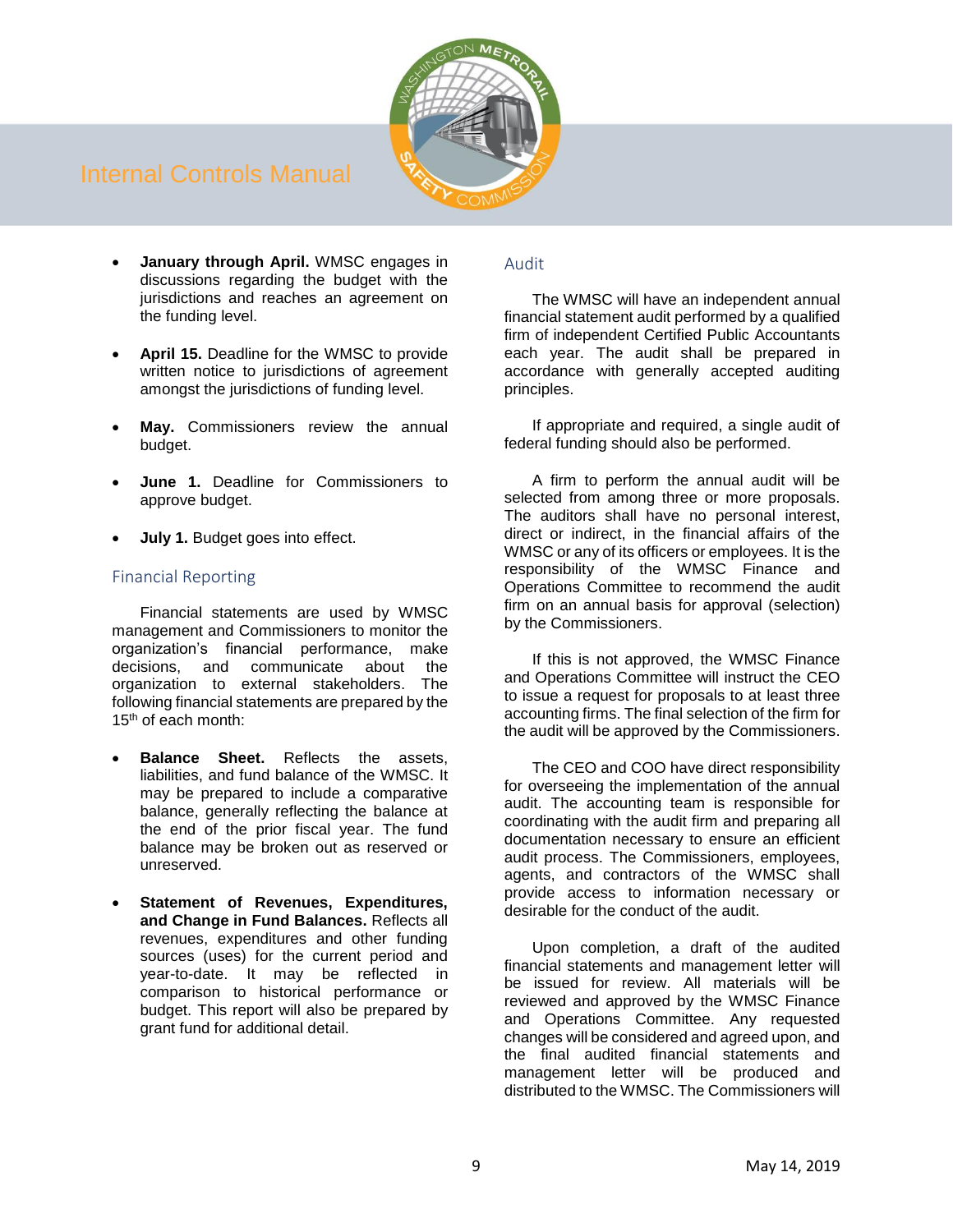- **January through April.** WMSC engages in discussions regarding the budget with the jurisdictions and reaches an agreement on the funding level.

- **April 15.** Deadline for the WMSC to provide written notice to jurisdictions of agreement amongst the jurisdictions of funding level.

- **May.** Commissioners review the annual budget.

- **June 1.** Deadline for Commissioners to approve budget.

- **July 1.** Budget goes into effect.

## Financial Reporting

Financial statements are used by WMSC management and Commissioners to monitor the organization's financial performance, make decisions, and communicate about the organization to external stakeholders. The following financial statements are prepared by the 15th of each month:

- **Balance Sheet.** Reflects the assets, liabilities, and fund balance of the WMSC. It may be prepared to include a comparative balance, generally reflecting the balance at the end of the prior fiscal year. The fund balance may be broken out as reserved or unreserved.

- **Statement of Revenues, Expenditures, and Change in Fund Balances.** Reflects all revenues, expenditures and other funding sources (uses) for the current period and year-to-date. It may be reflected in comparison to historical performance or budget. This report will also be prepared by grant fund for additional detail.

## Audit

The WMSC will have an independent annual financial statement audit performed by a qualified firm of independent Certified Public Accountants each year. The audit shall be prepared in accordance with generally accepted auditing principles.

If appropriate and required, a single audit of federal funding should also be performed.

A firm to perform the annual audit will be selected from among three or more proposals. The auditors shall have no personal interest, direct or indirect, in the financial affairs of the WMSC or any of its officers or employees. It is the responsibility of the WMSC Finance and Operations Committee to recommend the audit firm on an annual basis for approval (selection) by the Commissioners.

If this is not approved, the WMSC Finance and Operations Committee will instruct the CEO to issue a request for proposals to at least three accounting firms. The final selection of the firm for the audit will be approved by the Commissioners.

The CEO and COO have direct responsibility for overseeing the implementation of the annual audit. The accounting team is responsible for coordinating with the audit firm and preparing all documentation necessary to ensure an efficient audit process. The Commissioners, employees, agents, and contractors of the WMSC shall provide access to information necessary or desirable for the conduct of the audit.

Upon completion, a draft of the audited financial statements and management letter will be issued for review. All materials will be reviewed and approved by the WMSC Finance and Operations Committee. Any requested changes will be considered and agreed upon, and the final audited financial statements and management letter will be produced and distributed to the WMSC. The Commissioners will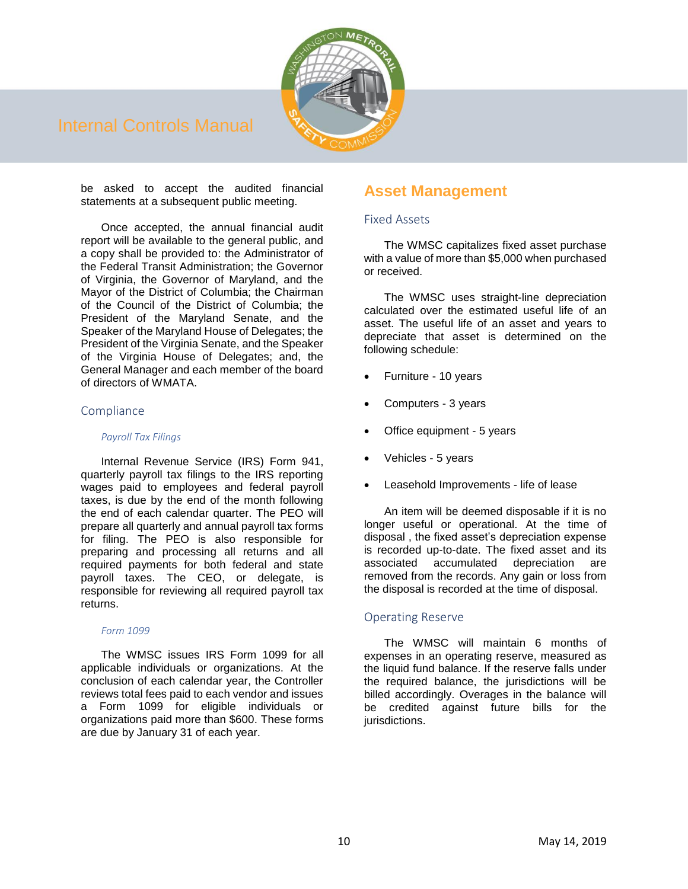be asked to accept the audited financial statements at a subsequent public meeting.

Once accepted, the annual financial audit report will be available to the general public, and a copy shall be provided to: the Administrator of the Federal Transit Administration; the Governor of Virginia, the Governor of Maryland, and the Mayor of the District of Columbia; the Chairman of the Council of the District of Columbia; the President of the Maryland Senate, and the Speaker of the Maryland House of Delegates; the President of the Virginia Senate, and the Speaker of the Virginia House of Delegates; and, the General Manager and each member of the board of directors of WMATA.

### Compliance

#### *Payroll Tax Filings*

Internal Revenue Service (IRS) Form 941, quarterly payroll tax filings to the IRS reporting wages paid to employees and federal payroll taxes, is due by the end of the month following the end of each calendar quarter. The PEO will prepare all quarterly and annual payroll tax forms for filing. The PEO is also responsible for preparing and processing all returns and all required payments for both federal and state payroll taxes. The CEO, or delegate, is responsible for reviewing all required payroll tax returns.

#### *Form 1099*

The WMSC issues IRS Form 1099 for all applicable individuals or organizations. At the conclusion of each calendar year, the Controller reviews total fees paid to each vendor and issues a Form 1099 for eligible individuals or organizations paid more than $600. These forms are due by January 31 of each year.

## Asset Management

### Fixed Assets

The WMSC capitalizes fixed asset purchase with a value of more than $5,000 when purchased or received.

The WMSC uses straight-line depreciation calculated over the estimated useful life of an asset. The useful life of an asset and years to depreciate that asset is determined on the following schedule:

- Furniture - 10 years
- Computers - 3 years
- Office equipment - 5 years
- Vehicles - 5 years
- Leasehold Improvements - life of lease

An item will be deemed disposable if it is no longer useful or operational. At the time of disposal , the fixed asset's depreciation expense is recorded up-to-date. The fixed asset and its associated accumulated depreciation are removed from the records. Any gain or loss from the disposal is recorded at the time of disposal.

### Operating Reserve

The WMSC will maintain 6 months of expenses in an operating reserve, measured as the liquid fund balance. If the reserve falls under the required balance, the jurisdictions will be billed accordingly. Overages in the balance will be credited against future bills for the jurisdictions.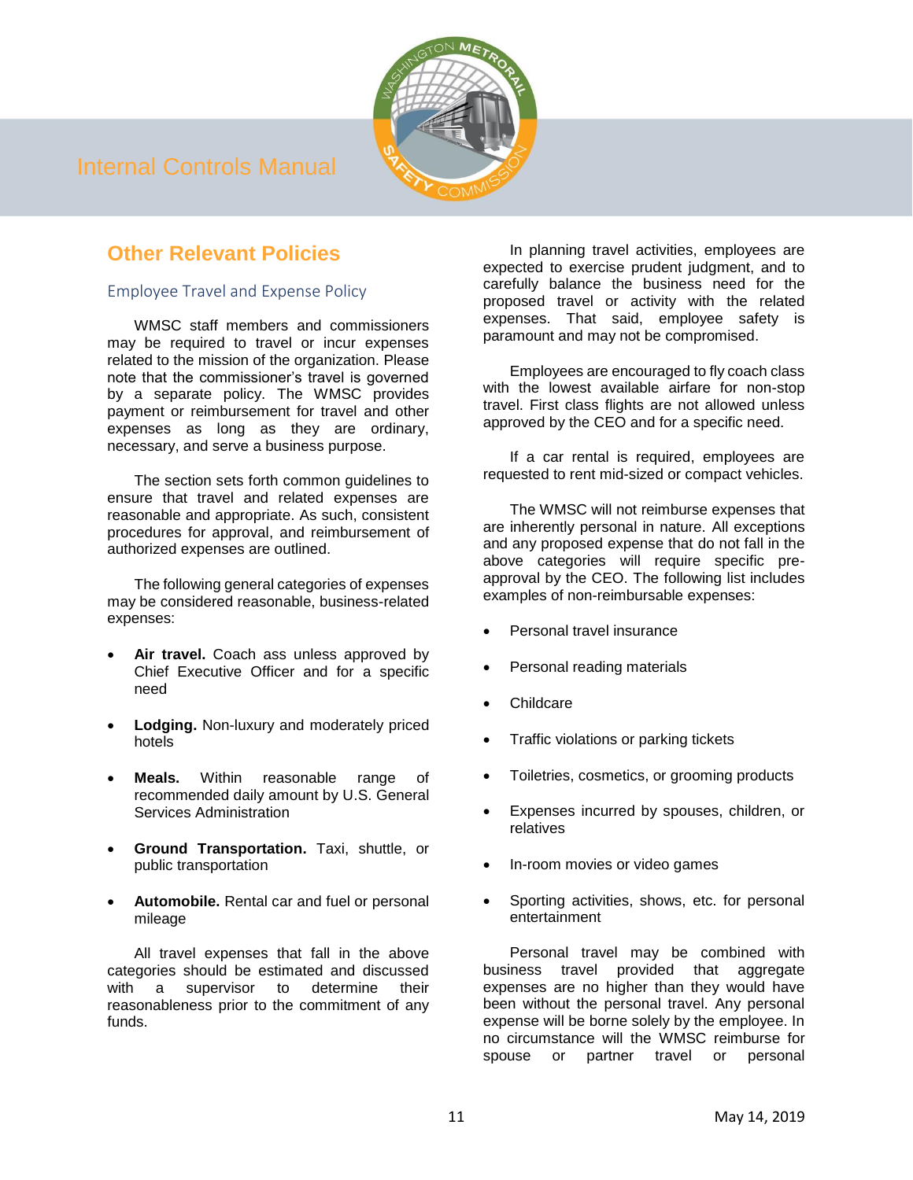## Other Relevant Policies

### Employee Travel and Expense Policy

WMSC staff members and commissioners may be required to travel or incur expenses related to the mission of the organization. Please note that the commissioner's travel is governed by a separate policy. The WMSC provides payment or reimbursement for travel and other expenses as long as they are ordinary, necessary, and serve a business purpose.

The section sets forth common guidelines to ensure that travel and related expenses are reasonable and appropriate. As such, consistent procedures for approval, and reimbursement of authorized expenses are outlined.

The following general categories of expenses may be considered reasonable, business-related expenses:

- **Air travel.** Coach ass unless approved by Chief Executive Officer and for a specific need
- **Lodging.** Non-luxury and moderately priced hotels
- **Meals.** Within reasonable range of recommended daily amount by U.S. General Services Administration
- **Ground Transportation.** Taxi, shuttle, or public transportation
- **Automobile.** Rental car and fuel or personal mileage

All travel expenses that fall in the above categories should be estimated and discussed with a supervisor to determine their reasonableness prior to the commitment of any funds.

In planning travel activities, employees are expected to exercise prudent judgment, and to carefully balance the business need for the proposed travel or activity with the related expenses. That said, employee safety is paramount and may not be compromised.

Employees are encouraged to fly coach class with the lowest available airfare for non-stop travel. First class flights are not allowed unless approved by the CEO and for a specific need.

If a car rental is required, employees are requested to rent mid-sized or compact vehicles.

The WMSC will not reimburse expenses that are inherently personal in nature. All exceptions and any proposed expense that do not fall in the above categories will require specific pre-approval by the CEO. The following list includes examples of non-reimbursable expenses:

- Personal travel insurance
- Personal reading materials
- Childcare
- Traffic violations or parking tickets
- Toiletries, cosmetics, or grooming products
- Expenses incurred by spouses, children, or relatives
- In-room movies or video games
- Sporting activities, shows, etc. for personal entertainment

Personal travel may be combined with business travel provided that aggregate expenses are no higher than they would have been without the personal travel. Any personal expense will be borne solely by the employee. In no circumstance will the WMSC reimburse for spouse or partner travel or personal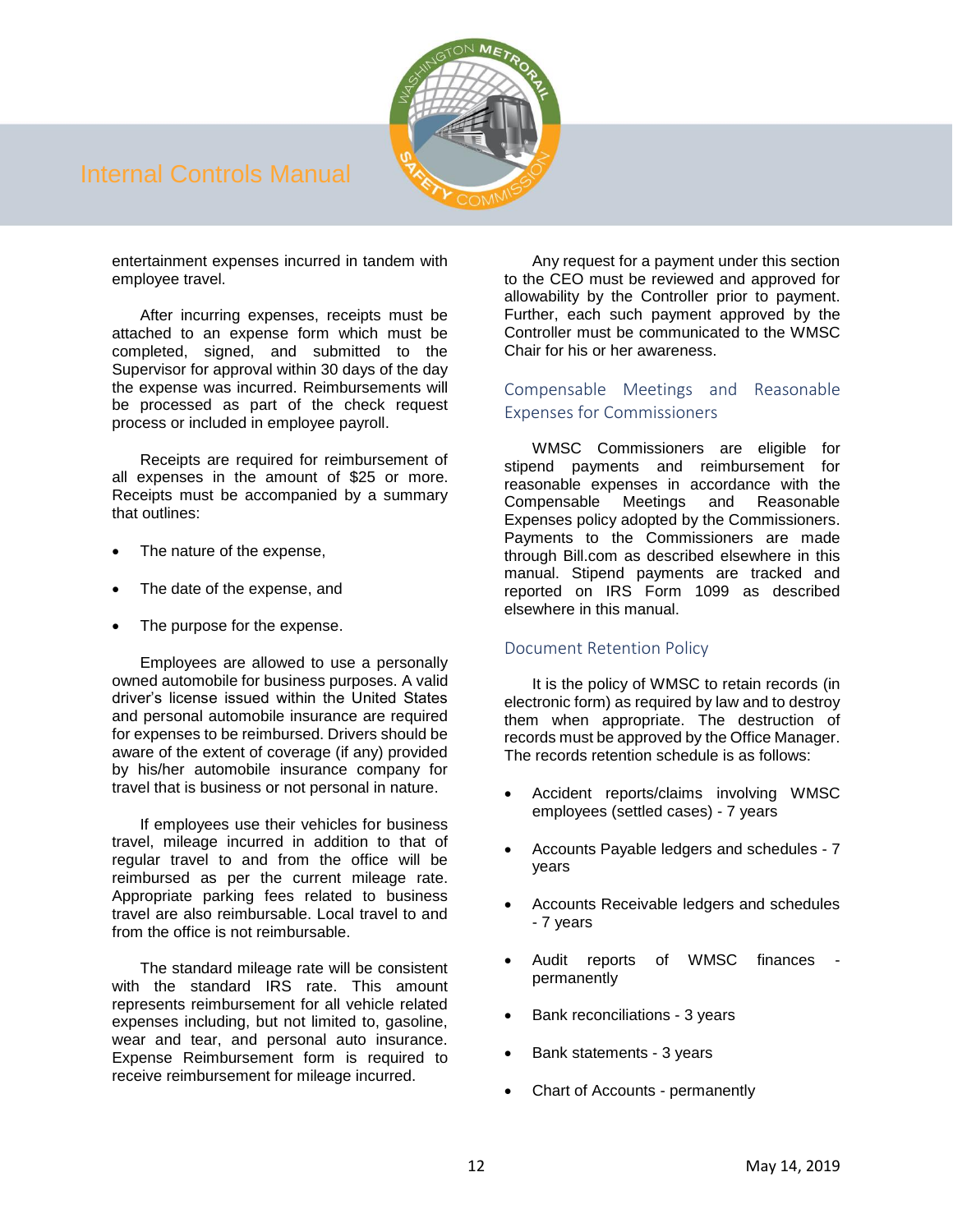entertainment expenses incurred in tandem with employee travel.

After incurring expenses, receipts must be attached to an expense form which must be completed, signed, and submitted to the Supervisor for approval within 30 days of the day the expense was incurred. Reimbursements will be processed as part of the check request process or included in employee payroll.

Receipts are required for reimbursement of all expenses in the amount of $25 or more. Receipts must be accompanied by a summary that outlines:

- The nature of the expense,
- The date of the expense, and
- The purpose for the expense.

Employees are allowed to use a personally owned automobile for business purposes. A valid driver's license issued within the United States and personal automobile insurance are required for expenses to be reimbursed. Drivers should be aware of the extent of coverage (if any) provided by his/her automobile insurance company for travel that is business or not personal in nature.

If employees use their vehicles for business travel, mileage incurred in addition to that of regular travel to and from the office will be reimbursed as per the current mileage rate. Appropriate parking fees related to business travel are also reimbursable. Local travel to and from the office is not reimbursable.

The standard mileage rate will be consistent with the standard IRS rate. This amount represents reimbursement for all vehicle related expenses including, but not limited to, gasoline, wear and tear, and personal auto insurance. Expense Reimbursement form is required to receive reimbursement for mileage incurred.

Any request for a payment under this section to the CEO must be reviewed and approved for allowability by the Controller prior to payment. Further, each such payment approved by the Controller must be communicated to the WMSC Chair for his or her awareness.

## Compensable Meetings and Reasonable Expenses for Commissioners

WMSC Commissioners are eligible for stipend payments and reimbursement for reasonable expenses in accordance with the Compensable Meetings and Reasonable Expenses policy adopted by the Commissioners. Payments to the Commissioners are made through Bill.com as described elsewhere in this manual. Stipend payments are tracked and reported on IRS Form 1099 as described elsewhere in this manual.

## Document Retention Policy

It is the policy of WMSC to retain records (in electronic form) as required by law and to destroy them when appropriate. The destruction of records must be approved by the Office Manager. The records retention schedule is as follows:

- Accident reports/claims involving WMSC employees (settled cases) - 7 years
- Accounts Payable ledgers and schedules - 7 years
- Accounts Receivable ledgers and schedules - 7 years
- Audit reports of WMSC finances - permanently
- Bank reconciliations - 3 years
- Bank statements - 3 years
- Chart of Accounts - permanently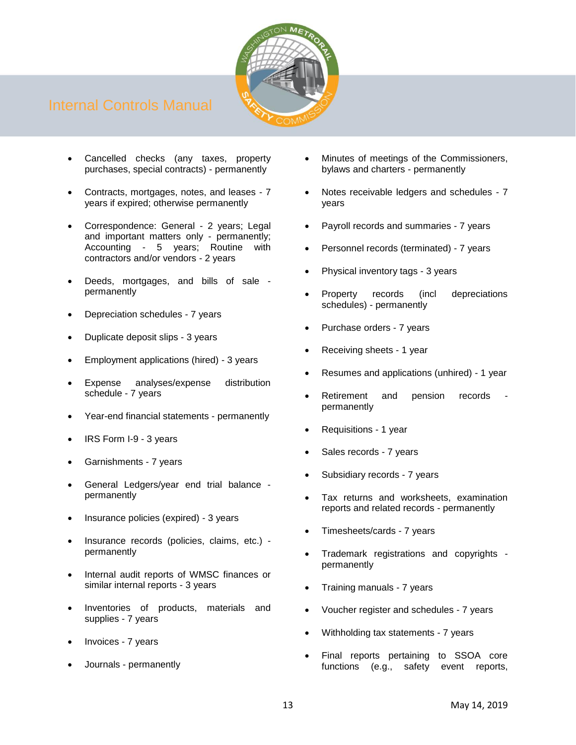- Cancelled checks (any taxes, property purchases, special contracts) - permanently
- Contracts, mortgages, notes, and leases - 7 years if expired; otherwise permanently
- Correspondence: General - 2 years; Legal and important matters only - permanently; Accounting - 5 years; Routine with contractors and/or vendors - 2 years
- Deeds, mortgages, and bills of sale - permanently
- Depreciation schedules - 7 years
- Duplicate deposit slips - 3 years
- Employment applications (hired) - 3 years
- Expense analyses/expense distribution schedule - 7 years
- Year-end financial statements - permanently
- IRS Form I-9 - 3 years
- Garnishments - 7 years
- General Ledgers/year end trial balance - permanently
- Insurance policies (expired) - 3 years
- Insurance records (policies, claims, etc.) - permanently
- Internal audit reports of WMSC finances or similar internal reports - 3 years
- Inventories of products, materials and supplies - 7 years
- Invoices - 7 years
- Journals - permanently
- Minutes of meetings of the Commissioners, bylaws and charters - permanently
- Notes receivable ledgers and schedules - 7 years
- Payroll records and summaries - 7 years
- Personnel records (terminated) - 7 years
- Physical inventory tags - 3 years
- Property records (incl depreciations schedules) - permanently
- Purchase orders - 7 years
- Receiving sheets - 1 year
- Resumes and applications (unhired) - 1 year
- Retirement and pension records - permanently
- Requisitions - 1 year
- Sales records - 7 years
- Subsidiary records - 7 years
- Tax returns and worksheets, examination reports and related records - permanently
- Timesheets/cards - 7 years
- Trademark registrations and copyrights - permanently
- Training manuals - 7 years
- Voucher register and schedules - 7 years
- Withholding tax statements - 7 years
- Final reports pertaining to SSOA core functions (e.g., safety event reports,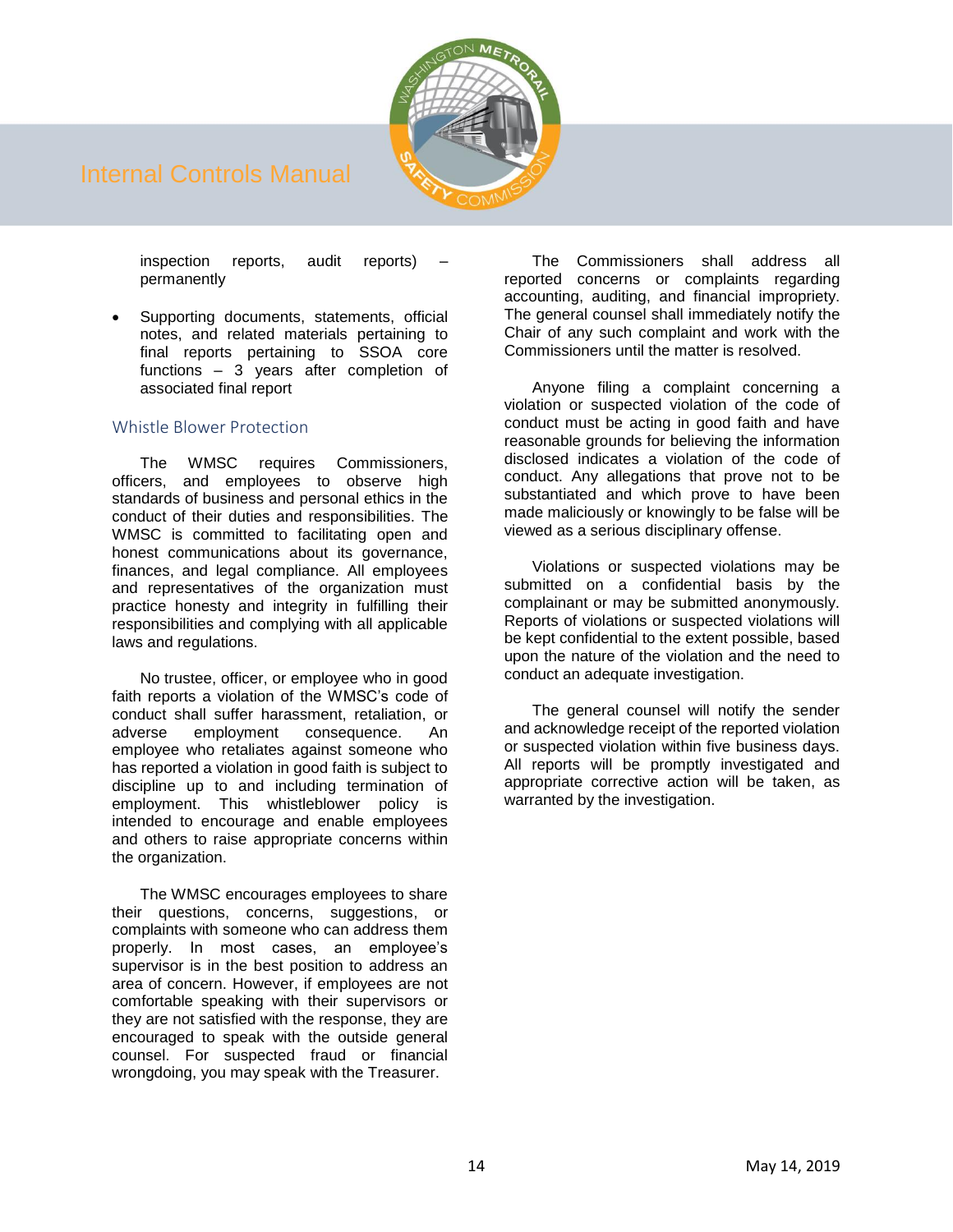inspection reports, audit reports) – permanently

- Supporting documents, statements, official notes, and related materials pertaining to final reports pertaining to SSOA core functions – 3 years after completion of associated final report

## Whistle Blower Protection

The WMSC requires Commissioners, officers, and employees to observe high standards of business and personal ethics in the conduct of their duties and responsibilities. The WMSC is committed to facilitating open and honest communications about its governance, finances, and legal compliance. All employees and representatives of the organization must practice honesty and integrity in fulfilling their responsibilities and complying with all applicable laws and regulations.

No trustee, officer, or employee who in good faith reports a violation of the WMSC's code of conduct shall suffer harassment, retaliation, or adverse employment consequence. An employee who retaliates against someone who has reported a violation in good faith is subject to discipline up to and including termination of employment. This whistleblower policy is intended to encourage and enable employees and others to raise appropriate concerns within the organization.

The WMSC encourages employees to share their questions, concerns, suggestions, or complaints with someone who can address them properly. In most cases, an employee's supervisor is in the best position to address an area of concern. However, if employees are not comfortable speaking with their supervisors or they are not satisfied with the response, they are encouraged to speak with the outside general counsel. For suspected fraud or financial wrongdoing, you may speak with the Treasurer.

The Commissioners shall address all reported concerns or complaints regarding accounting, auditing, and financial impropriety. The general counsel shall immediately notify the Chair of any such complaint and work with the Commissioners until the matter is resolved.

Anyone filing a complaint concerning a violation or suspected violation of the code of conduct must be acting in good faith and have reasonable grounds for believing the information disclosed indicates a violation of the code of conduct. Any allegations that prove not to be substantiated and which prove to have been made maliciously or knowingly to be false will be viewed as a serious disciplinary offense.

Violations or suspected violations may be submitted on a confidential basis by the complainant or may be submitted anonymously. Reports of violations or suspected violations will be kept confidential to the extent possible, based upon the nature of the violation and the need to conduct an adequate investigation.

The general counsel will notify the sender and acknowledge receipt of the reported violation or suspected violation within five business days. All reports will be promptly investigated and appropriate corrective action will be taken, as warranted by the investigation.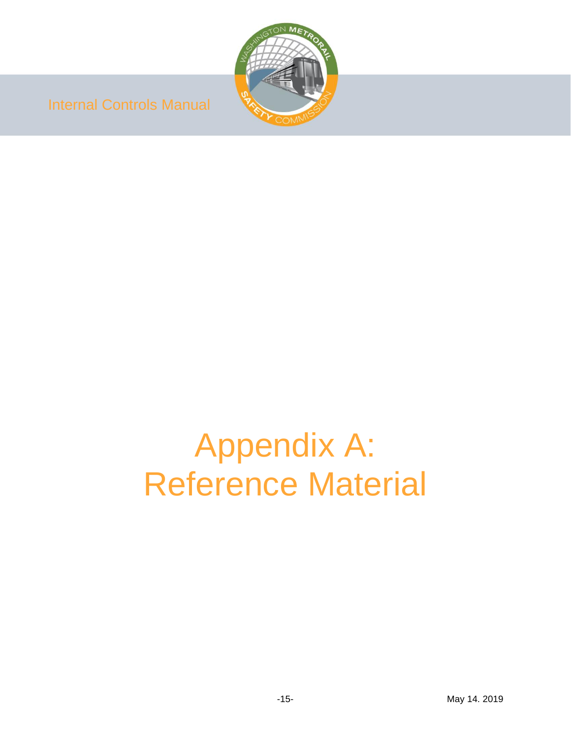# Appendix A: Reference Material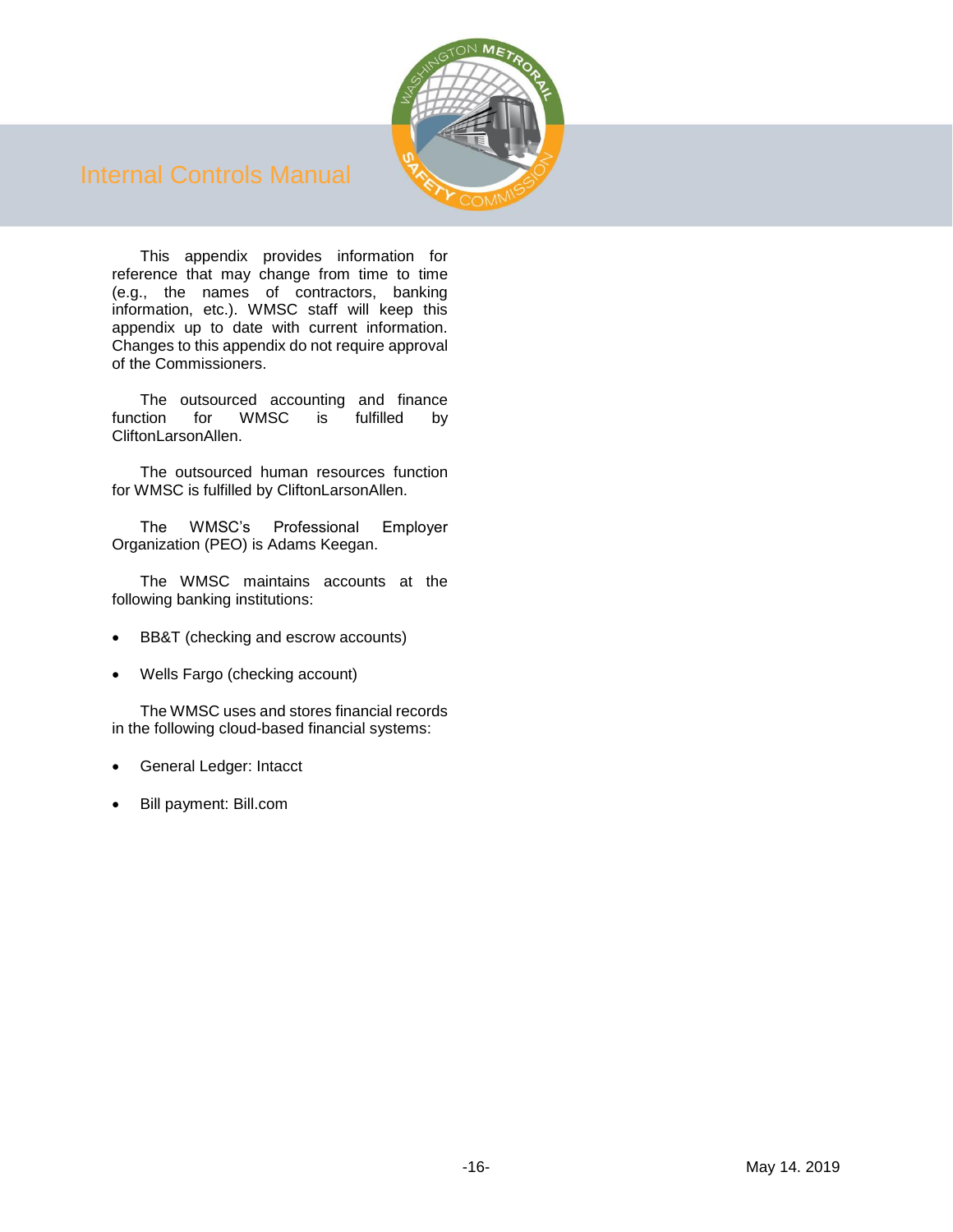This appendix provides information for reference that may change from time to time (e.g., the names of contractors, banking information, etc.). WMSC staff will keep this appendix up to date with current information. Changes to this appendix do not require approval of the Commissioners.

The outsourced accounting and finance function for WMSC is fulfilled by CliftonLarsonAllen.

The outsourced human resources function for WMSC is fulfilled by CliftonLarsonAllen.

The WMSC's Professional Employer Organization (PEO) is Adams Keegan.

The WMSC maintains accounts at the following banking institutions:

- BB&T (checking and escrow accounts)
- Wells Fargo (checking account)

The WMSC uses and stores financial records in the following cloud-based financial systems:

- General Ledger: Intacct
- Bill payment: Bill.com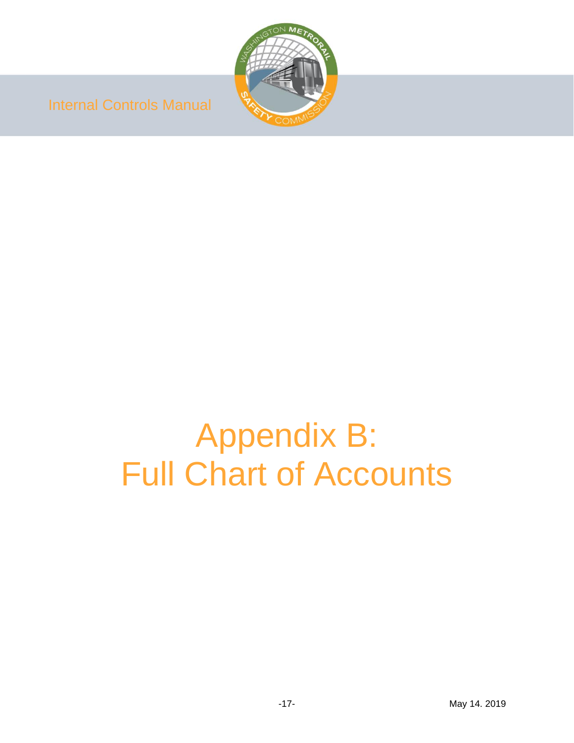# Appendix B: Full Chart of Accounts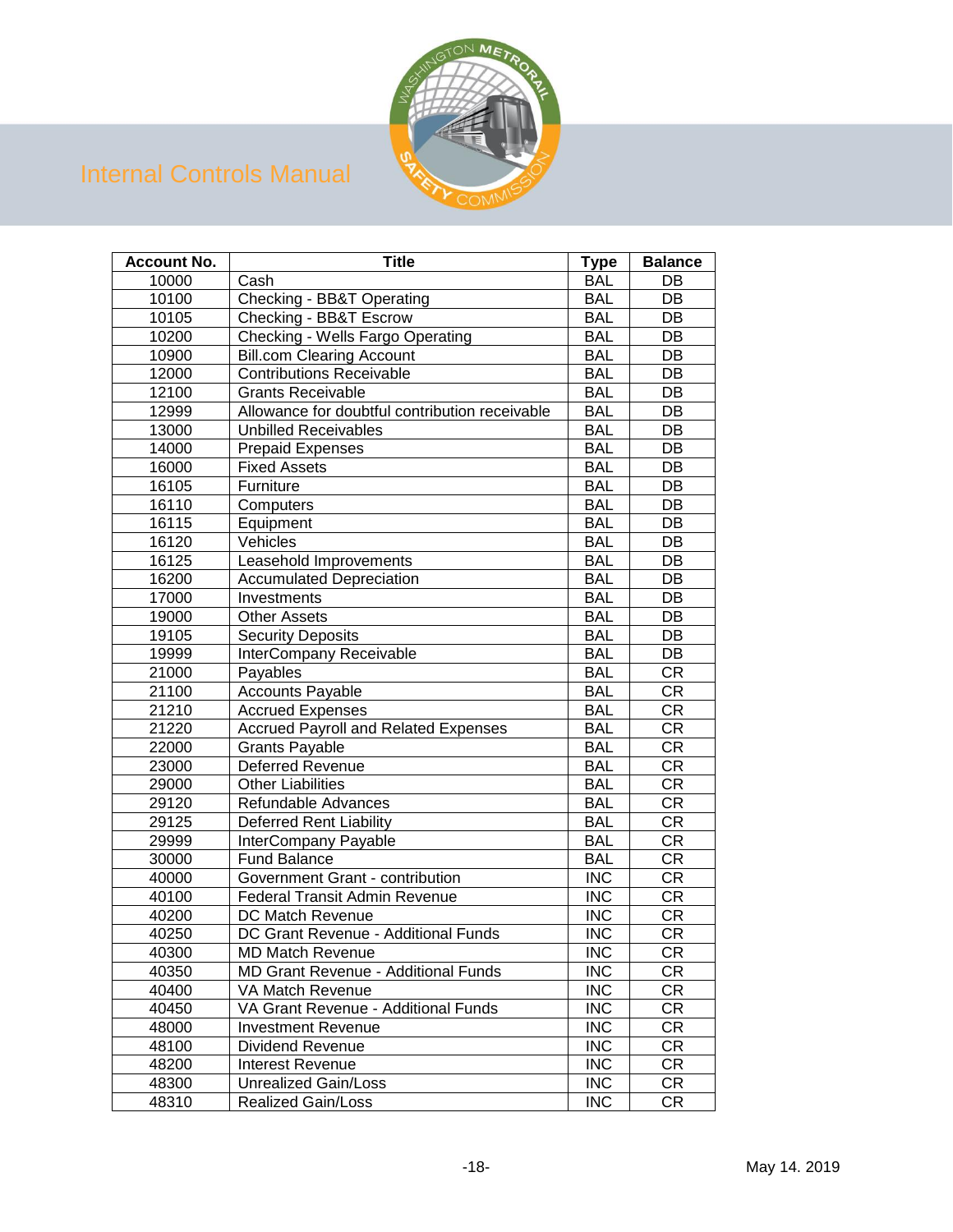| Account No. | Title | Type | Balance |
|---|---|---|---|
| 10000 | Cash | BAL | DB |
| 10100 | Checking - BB&T Operating | BAL | DB |
| 10105 | Checking - BB&T Escrow | BAL | DB |
| 10200 | Checking - Wells Fargo Operating | BAL | DB |
| 10900 | Bill.com Clearing Account | BAL | DB |
| 12000 | Contributions Receivable | BAL | DB |
| 12100 | Grants Receivable | BAL | DB |
| 12999 | Allowance for doubtful contribution receivable | BAL | DB |
| 13000 | Unbilled Receivables | BAL | DB |
| 14000 | Prepaid Expenses | BAL | DB |
| 16000 | Fixed Assets | BAL | DB |
| 16105 | Furniture | BAL | DB |
| 16110 | Computers | BAL | DB |
| 16115 | Equipment | BAL | DB |
| 16120 | Vehicles | BAL | DB |
| 16125 | Leasehold Improvements | BAL | DB |
| 16200 | Accumulated Depreciation | BAL | DB |
| 17000 | Investments | BAL | DB |
| 19000 | Other Assets | BAL | DB |
| 19105 | Security Deposits | BAL | DB |
| 19999 | InterCompany Receivable | BAL | DB |
| 21000 | Payables | BAL | CR |
| 21100 | Accounts Payable | BAL | CR |
| 21210 | Accrued Expenses | BAL | CR |
| 21220 | Accrued Payroll and Related Expenses | BAL | CR |
| 22000 | Grants Payable | BAL | CR |
| 23000 | Deferred Revenue | BAL | CR |
| 29000 | Other Liabilities | BAL | CR |
| 29120 | Refundable Advances | BAL | CR |
| 29125 | Deferred Rent Liability | BAL | CR |
| 29999 | InterCompany Payable | BAL | CR |
| 30000 | Fund Balance | BAL | CR |
| 40000 | Government Grant - contribution | INC | CR |
| 40100 | Federal Transit Admin Revenue | INC | CR |
| 40200 | DC Match Revenue | INC | CR |
| 40250 | DC Grant Revenue - Additional Funds | INC | CR |
| 40300 | MD Match Revenue | INC | CR |
| 40350 | MD Grant Revenue - Additional Funds | INC | CR |
| 40400 | VA Match Revenue | INC | CR |
| 40450 | VA Grant Revenue - Additional Funds | INC | CR |
| 48000 | Investment Revenue | INC | CR |
| 48100 | Dividend Revenue | INC | CR |
| 48200 | Interest Revenue | INC | CR |
| 48300 | Unrealized Gain/Loss | INC | CR |
| 48310 | Realized Gain/Loss | INC | CR |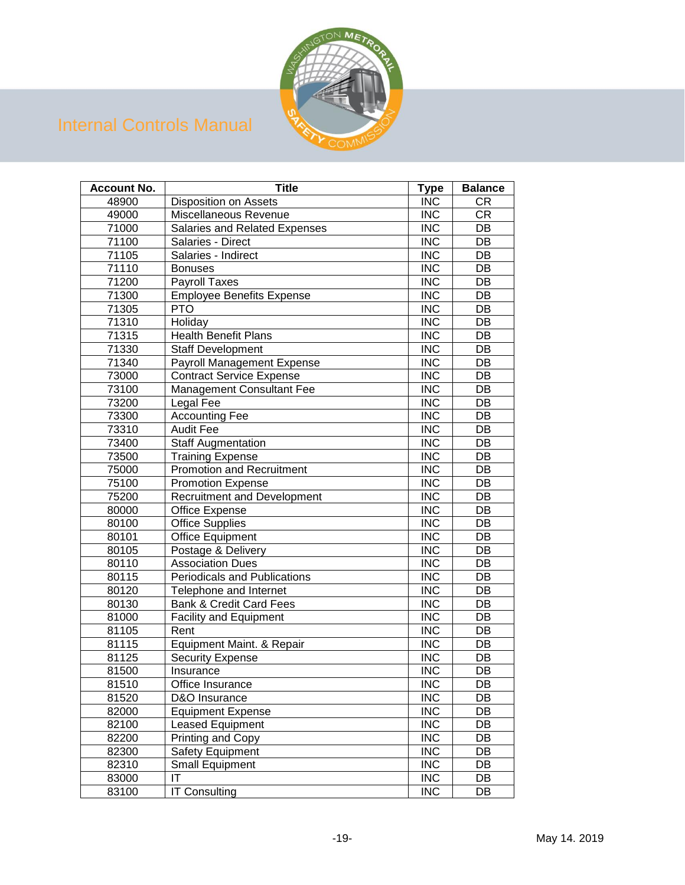| Account No. | Title | Type | Balance |
|---|---|---|---|
| 48900 | Disposition on Assets | INC | CR |
| 49000 | Miscellaneous Revenue | INC | CR |
| 71000 | Salaries and Related Expenses | INC | DB |
| 71100 | Salaries - Direct | INC | DB |
| 71105 | Salaries - Indirect | INC | DB |
| 71110 | Bonuses | INC | DB |
| 71200 | Payroll Taxes | INC | DB |
| 71300 | Employee Benefits Expense | INC | DB |
| 71305 | PTO | INC | DB |
| 71310 | Holiday | INC | DB |
| 71315 | Health Benefit Plans | INC | DB |
| 71330 | Staff Development | INC | DB |
| 71340 | Payroll Management Expense | INC | DB |
| 73000 | Contract Service Expense | INC | DB |
| 73100 | Management Consultant Fee | INC | DB |
| 73200 | Legal Fee | INC | DB |
| 73300 | Accounting Fee | INC | DB |
| 73310 | Audit Fee | INC | DB |
| 73400 | Staff Augmentation | INC | DB |
| 73500 | Training Expense | INC | DB |
| 75000 | Promotion and Recruitment | INC | DB |
| 75100 | Promotion Expense | INC | DB |
| 75200 | Recruitment and Development | INC | DB |
| 80000 | Office Expense | INC | DB |
| 80100 | Office Supplies | INC | DB |
| 80101 | Office Equipment | INC | DB |
| 80105 | Postage & Delivery | INC | DB |
| 80110 | Association Dues | INC | DB |
| 80115 | Periodicals and Publications | INC | DB |
| 80120 | Telephone and Internet | INC | DB |
| 80130 | Bank & Credit Card Fees | INC | DB |
| 81000 | Facility and Equipment | INC | DB |
| 81105 | Rent | INC | DB |
| 81115 | Equipment Maint. & Repair | INC | DB |
| 81125 | Security Expense | INC | DB |
| 81500 | Insurance | INC | DB |
| 81510 | Office Insurance | INC | DB |
| 81520 | D&O Insurance | INC | DB |
| 82000 | Equipment Expense | INC | DB |
| 82100 | Leased Equipment | INC | DB |
| 82200 | Printing and Copy | INC | DB |
| 82300 | Safety Equipment | INC | DB |
| 82310 | Small Equipment | INC | DB |
| 83000 | IT | INC | DB |
| 83100 | IT Consulting | INC | DB |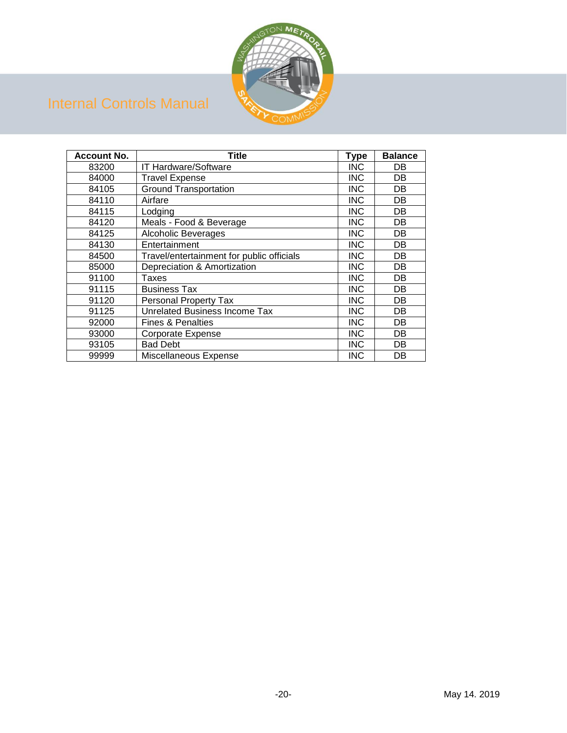| Account No. | Title | Type | Balance |
|---|---|---|---|
| 83200 | IT Hardware/Software | INC | DB |
| 84000 | Travel Expense | INC | DB |
| 84105 | Ground Transportation | INC | DB |
| 84110 | Airfare | INC | DB |
| 84115 | Lodging | INC | DB |
| 84120 | Meals - Food & Beverage | INC | DB |
| 84125 | Alcoholic Beverages | INC | DB |
| 84130 | Entertainment | INC | DB |
| 84500 | Travel/entertainment for public officials | INC | DB |
| 85000 | Depreciation & Amortization | INC | DB |
| 91100 | Taxes | INC | DB |
| 91115 | Business Tax | INC | DB |
| 91120 | Personal Property Tax | INC | DB |
| 91125 | Unrelated Business Income Tax | INC | DB |
| 92000 | Fines & Penalties | INC | DB |
| 93000 | Corporate Expense | INC | DB |
| 93105 | Bad Debt | INC | DB |
| 99999 | Miscellaneous Expense | INC | DB |